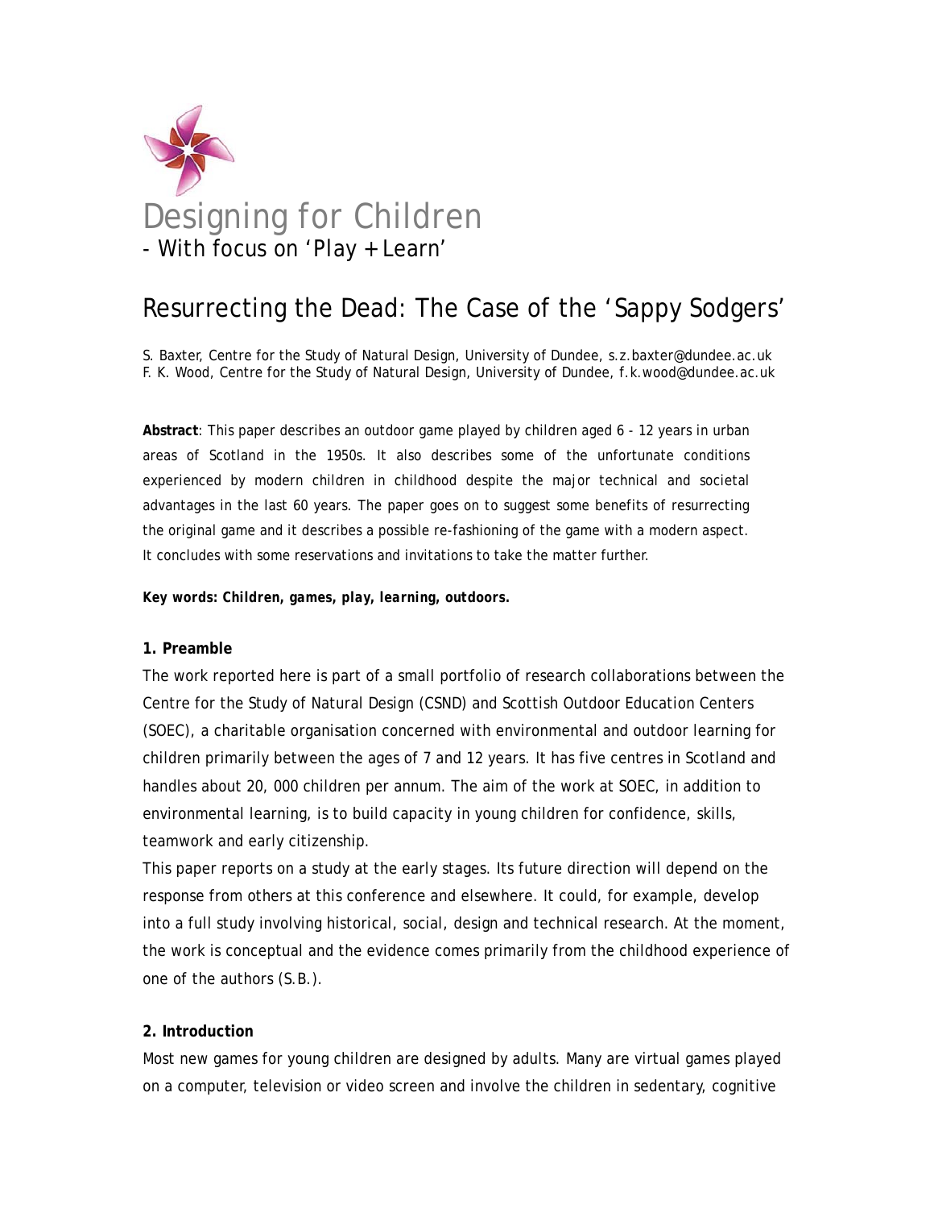Designing for Children

- With focus on 'Play + Learn'

# Resurrecting the Dead: The Case of the 'Sappy Sodgers'

S. Baxter, Centre for the Study of Natural Design, University of Dundee, s.z.baxter@dundee.ac.uk
F. K. Wood, Centre for the Study of Natural Design, University of Dundee, f.k.wood@dundee.ac.uk

**Abstract**: This paper describes an outdoor game played by children aged 6 - 12 years in urban areas of Scotland in the 1950s. It also describes some of the unfortunate conditions experienced by modern children in childhood despite the major technical and societal advantages in the last 60 years. The paper goes on to suggest some benefits of resurrecting the original game and it describes a possible re-fashioning of the game with a modern aspect. It concludes with some reservations and invitations to take the matter further.

***Key words: Children, games, play, learning, outdoors.***

## 1. Preamble

The work reported here is part of a small portfolio of research collaborations between the Centre for the Study of Natural Design (CSND) and Scottish Outdoor Education Centers (SOEC), a charitable organisation concerned with environmental and outdoor learning for children primarily between the ages of 7 and 12 years. It has five centres in Scotland and handles about 20, 000 children per annum. The aim of the work at SOEC, in addition to environmental learning, is to build capacity in young children for confidence, skills, teamwork and early citizenship.

This paper reports on a study at the early stages. Its future direction will depend on the response from others at this conference and elsewhere. It could, for example, develop into a full study involving historical, social, design and technical research. At the moment, the work is conceptual and the evidence comes primarily from the childhood experience of one of the authors (S.B.).

## 2. Introduction

Most new games for young children are designed by adults. Many are virtual games played on a computer, television or video screen and involve the children in sedentary, cognitive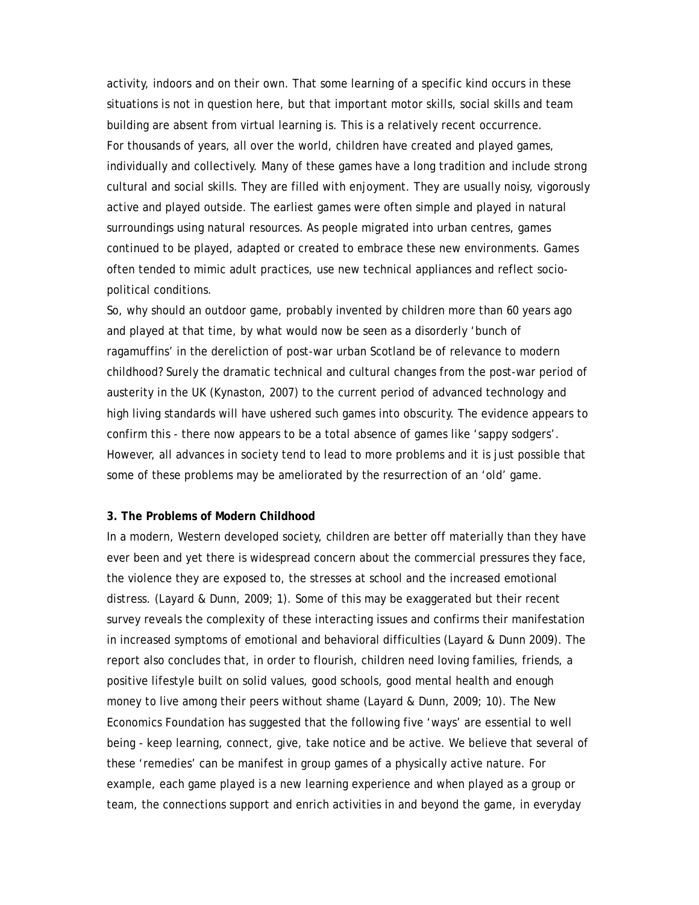activity, indoors and on their own. That some learning of a specific kind occurs in these situations is not in question here, but that important motor skills, social skills and team building are absent from virtual learning is. This is a relatively recent occurrence.

For thousands of years, all over the world, children have created and played games, individually and collectively. Many of these games have a long tradition and include strong cultural and social skills. They are filled with enjoyment. They are usually noisy, vigorously active and played outside. The earliest games were often simple and played in natural surroundings using natural resources. As people migrated into urban centres, games continued to be played, adapted or created to embrace these new environments. Games often tended to mimic adult practices, use new technical appliances and reflect socio-political conditions.

So, why should an outdoor game, probably invented by children more than 60 years ago and played at that time, by what would now be seen as a disorderly 'bunch of ragamuffins' in the dereliction of post-war urban Scotland be of relevance to modern childhood? Surely the dramatic technical and cultural changes from the post-war period of austerity in the UK (Kynaston, 2007) to the current period of advanced technology and high living standards will have ushered such games into obscurity. The evidence appears to confirm this - there now appears to be a total absence of games like 'sappy sodgers'. However, all advances in society tend to lead to more problems and it is just possible that some of these problems may be ameliorated by the resurrection of an 'old' game.

**3. The Problems of Modern Childhood**

In a modern, Western developed society, children are better off materially than they have ever been and yet there is widespread concern about the commercial pressures they face, the violence they are exposed to, the stresses at school and the increased emotional distress. (Layard & Dunn, 2009; 1). Some of this may be exaggerated but their recent survey reveals the complexity of these interacting issues and confirms their manifestation in increased symptoms of emotional and behavioral difficulties (Layard & Dunn 2009). The report also concludes that, in order to flourish, children need loving families, friends, a positive lifestyle built on solid values, good schools, good mental health and enough money to live among their peers without shame (Layard & Dunn, 2009; 10). The New Economics Foundation has suggested that the following five 'ways' are essential to well being - keep learning, connect, give, take notice and be active. We believe that several of these 'remedies' can be manifest in group games of a physically active nature. For example, each game played is a new learning experience and when played as a group or team, the connections support and enrich activities in and beyond the game, in everyday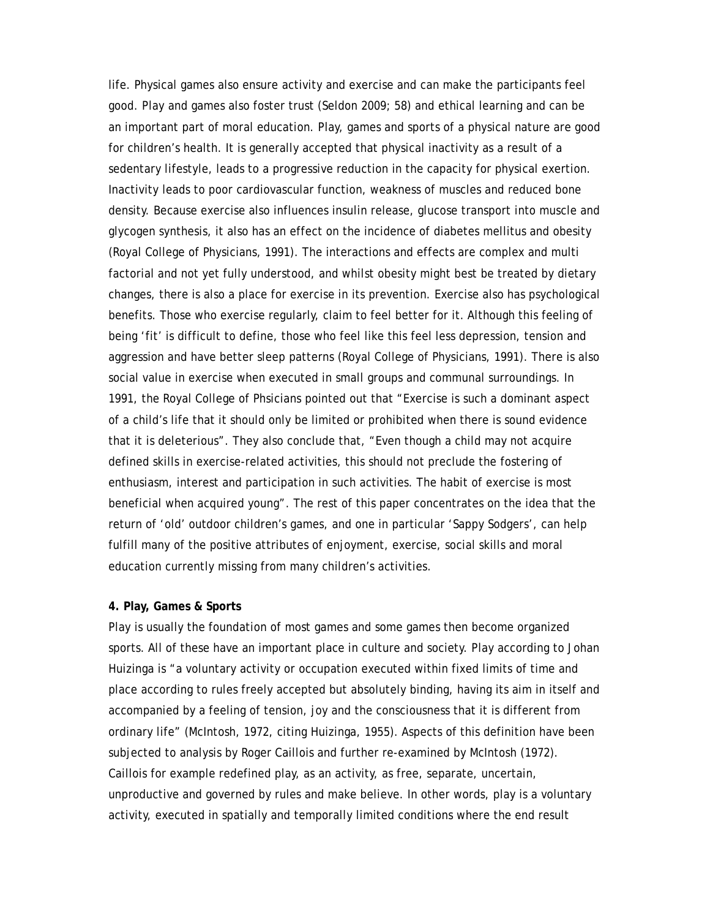life. Physical games also ensure activity and exercise and can make the participants feel good. Play and games also foster trust (Seldon 2009; 58) and ethical learning and can be an important part of moral education. Play, games and sports of a physical nature are good for children's health. It is generally accepted that physical inactivity as a result of a sedentary lifestyle, leads to a progressive reduction in the capacity for physical exertion. Inactivity leads to poor cardiovascular function, weakness of muscles and reduced bone density. Because exercise also influences insulin release, glucose transport into muscle and glycogen synthesis, it also has an effect on the incidence of diabetes mellitus and obesity (Royal College of Physicians, 1991). The interactions and effects are complex and multi factorial and not yet fully understood, and whilst obesity might best be treated by dietary changes, there is also a place for exercise in its prevention. Exercise also has psychological benefits. Those who exercise regularly, claim to feel better for it. Although this feeling of being 'fit' is difficult to define, those who feel like this feel less depression, tension and aggression and have better sleep patterns (Royal College of Physicians, 1991). There is also social value in exercise when executed in small groups and communal surroundings. In 1991, the Royal College of Phsicians pointed out that "Exercise is such a dominant aspect of a child's life that it should only be limited or prohibited when there is sound evidence that it is deleterious". They also conclude that, "Even though a child may not acquire defined skills in exercise-related activities, this should not preclude the fostering of enthusiasm, interest and participation in such activities. The habit of exercise is most beneficial when acquired young". The rest of this paper concentrates on the idea that the return of 'old' outdoor children's games, and one in particular 'Sappy Sodgers', can help fulfill many of the positive attributes of enjoyment, exercise, social skills and moral education currently missing from many children's activities.

**4. Play, Games & Sports**

Play is usually the foundation of most games and some games then become organized sports. All of these have an important place in culture and society. Play according to Johan Huizinga is "a voluntary activity or occupation executed within fixed limits of time and place according to rules freely accepted but absolutely binding, having its aim in itself and accompanied by a feeling of tension, joy and the consciousness that it is different from ordinary life" (McIntosh, 1972, citing Huizinga, 1955). Aspects of this definition have been subjected to analysis by Roger Caillois and further re-examined by McIntosh (1972). Caillois for example redefined play, as an activity, as free, separate, uncertain, unproductive and governed by rules and make believe. In other words, play is a voluntary activity, executed in spatially and temporally limited conditions where the end result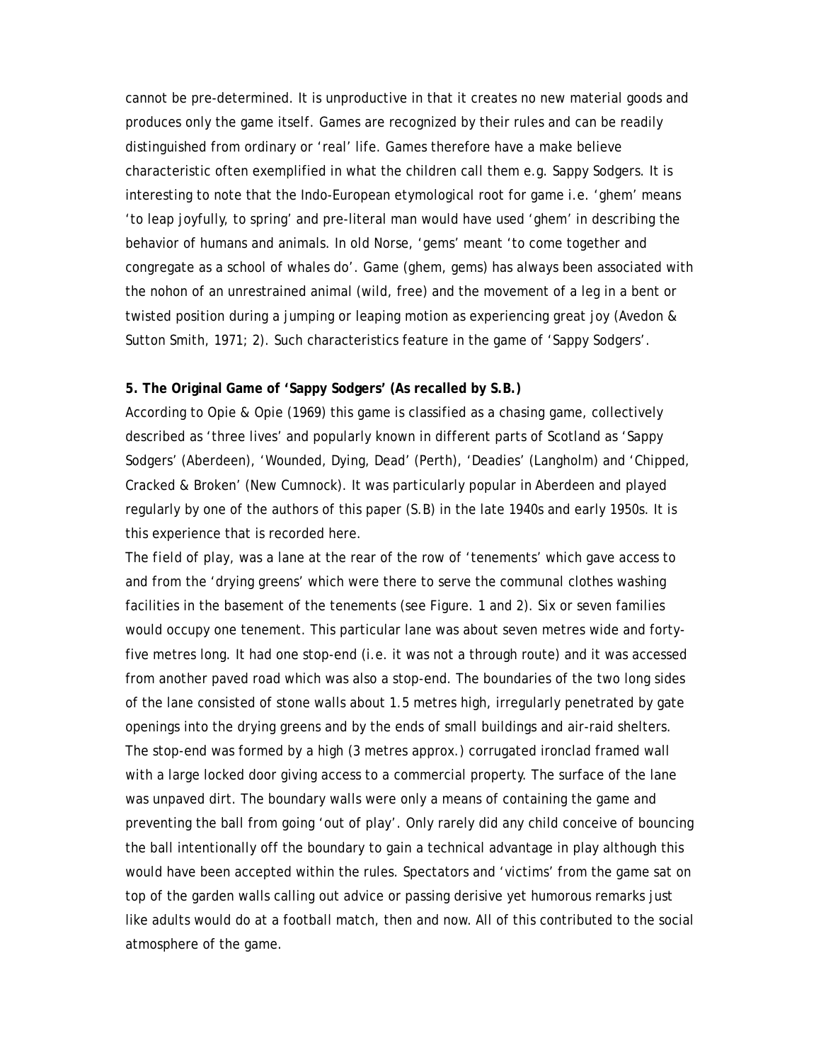cannot be pre-determined. It is unproductive in that it creates no new material goods and produces only the game itself. Games are recognized by their rules and can be readily distinguished from ordinary or 'real' life. Games therefore have a make believe characteristic often exemplified in what the children call them e.g. Sappy Sodgers. It is interesting to note that the Indo-European etymological root for game i.e. 'ghem' means 'to leap joyfully, to spring' and pre-literal man would have used 'ghem' in describing the behavior of humans and animals. In old Norse, 'gems' meant 'to come together and congregate as a school of whales do'. Game (ghem, gems) has always been associated with the nohon of an unrestrained animal (wild, free) and the movement of a leg in a bent or twisted position during a jumping or leaping motion as experiencing great joy (Avedon & Sutton Smith, 1971; 2). Such characteristics feature in the game of 'Sappy Sodgers'.

**5. The Original Game of 'Sappy Sodgers' (As recalled by S.B.)**

According to Opie & Opie (1969) this game is classified as a chasing game, collectively described as 'three lives' and popularly known in different parts of Scotland as 'Sappy Sodgers' (Aberdeen), 'Wounded, Dying, Dead' (Perth), 'Deadies' (Langholm) and 'Chipped, Cracked & Broken' (New Cumnock). It was particularly popular in Aberdeen and played regularly by one of the authors of this paper (S.B) in the late 1940s and early 1950s. It is this experience that is recorded here.

The *field of play*, was a lane at the rear of the row of 'tenements' which gave access to and from the 'drying greens' which were there to serve the communal clothes washing facilities in the basement of the tenements (see Figure. 1 and 2). Six or seven families would occupy one tenement. This particular lane was about seven metres wide and forty-five metres long. It had one stop-end (i.e. it was not a through route) and it was accessed from another paved road which was also a stop-end. The boundaries of the two long sides of the lane consisted of stone walls about 1.5 metres high, irregularly penetrated by gate openings into the drying greens and by the ends of small buildings and air-raid shelters. The stop-end was formed by a high (3 metres approx.) corrugated ironclad framed wall with a large locked door giving access to a commercial property. The surface of the lane was unpaved dirt. The boundary walls were only a means of containing the game and preventing the ball from going 'out of play'. Only rarely did any child conceive of bouncing the ball intentionally off the boundary to gain a technical advantage in play although this would have been accepted within the rules. Spectators and 'victims' from the game sat on top of the garden walls calling out advice or passing derisive yet humorous remarks just like adults would do at a football match, then and now. All of this contributed to the social atmosphere of the game.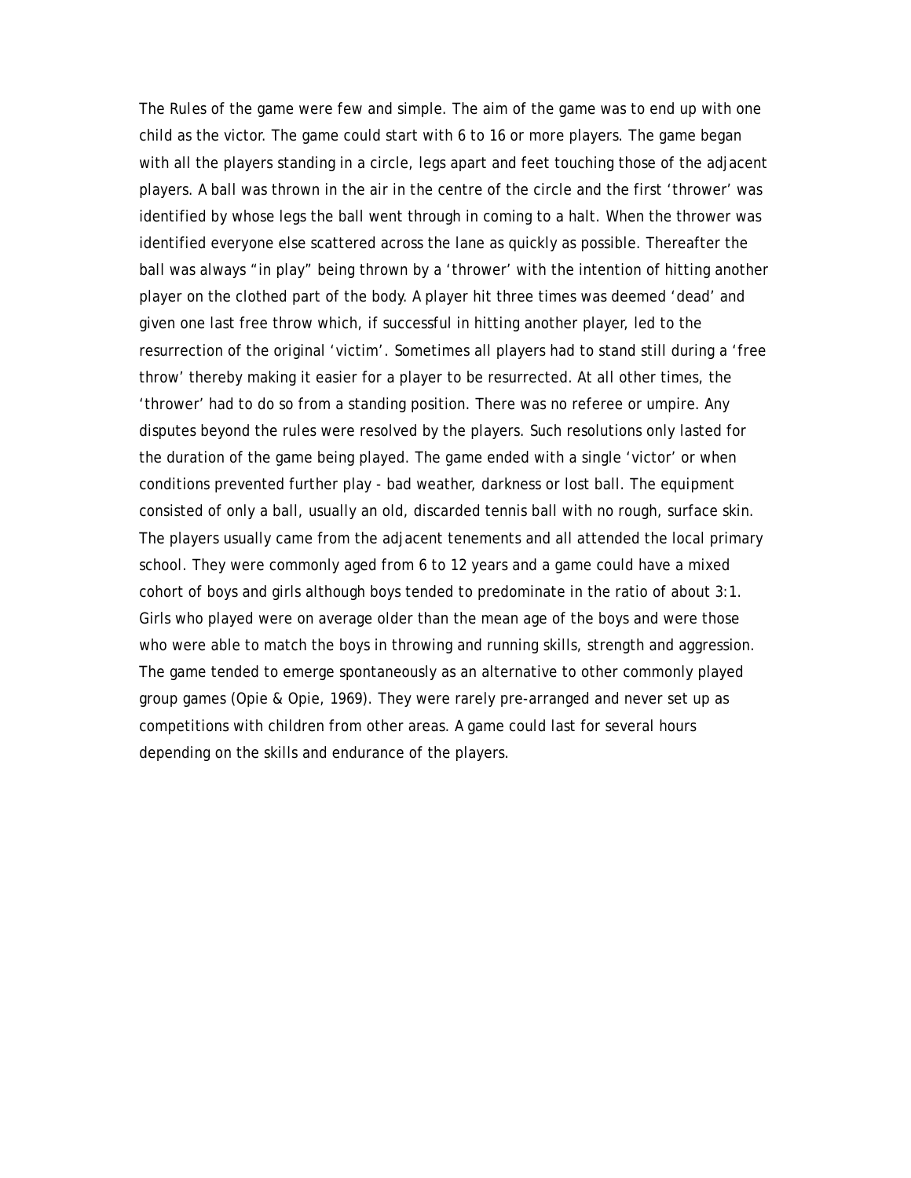The Rules of the game were few and simple. The aim of the game was to end up with one child as the victor. The game could start with 6 to 16 or more players. The game began with all the players standing in a circle, legs apart and feet touching those of the adjacent players. A ball was thrown in the air in the centre of the circle and the first 'thrower' was identified by whose legs the ball went through in coming to a halt. When the thrower was identified everyone else scattered across the lane as quickly as possible. Thereafter the ball was always "in play" being thrown by a 'thrower' with the intention of hitting another player on the clothed part of the body. A player hit three times was deemed 'dead' and given one last free throw which, if successful in hitting another player, led to the resurrection of the original 'victim'. Sometimes all players had to stand still during a 'free throw' thereby making it easier for a player to be resurrected. At all other times, the 'thrower' had to do so from a standing position. There was no referee or umpire. Any disputes beyond the rules were resolved by the players. Such resolutions only lasted for the duration of the game being played. The game ended with a single 'victor' or when conditions prevented further play - bad weather, darkness or lost ball. The equipment consisted of only a ball, usually an old, discarded tennis ball with no rough, surface skin. The players usually came from the adjacent tenements and all attended the local primary school. They were commonly aged from 6 to 12 years and a game could have a mixed cohort of boys and girls although boys tended to predominate in the ratio of about 3:1. Girls who played were on average older than the mean age of the boys and were those who were able to match the boys in throwing and running skills, strength and aggression. The game tended to emerge spontaneously as an alternative to other commonly played group games (Opie & Opie, 1969). They were rarely pre-arranged and never set up as competitions with children from other areas. A game could last for several hours depending on the skills and endurance of the players.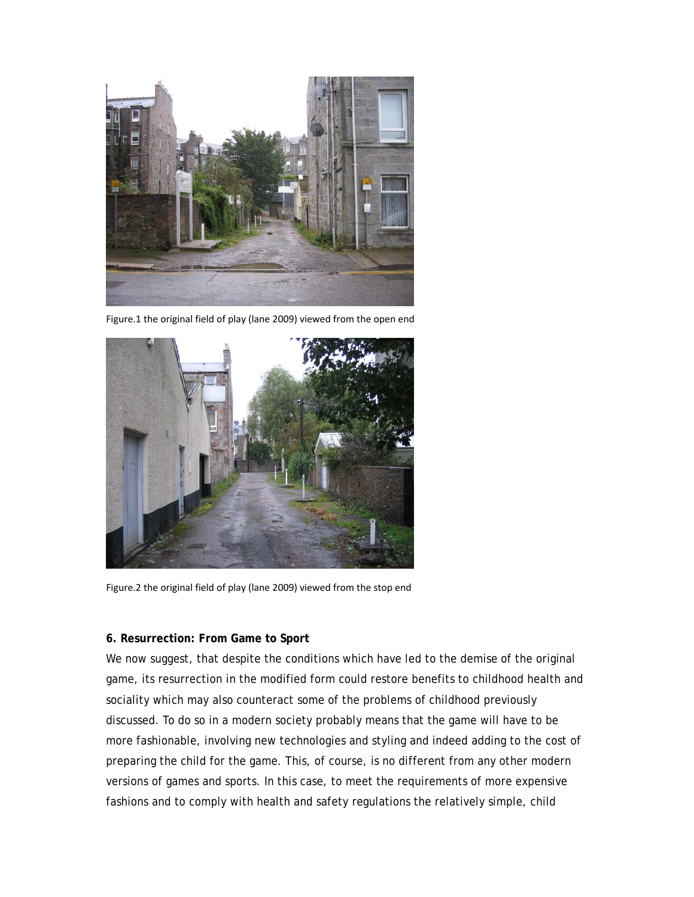Figure.1 the original field of play (lane 2009) viewed from the open end

Figure.2 the original field of play (lane 2009) viewed from the stop end

**6. Resurrection: From Game to Sport**

We now suggest, that despite the conditions which have led to the demise of the original game, its resurrection in the modified form could restore benefits to childhood health and sociality which may also counteract some of the problems of childhood previously discussed. To do so in a modern society probably means that the game will have to be more fashionable, involving new technologies and styling and indeed adding to the cost of preparing the child for the game. This, of course, is no different from any other modern versions of games and sports. In this case, to meet the requirements of more expensive fashions and to comply with health and safety regulations the relatively simple, child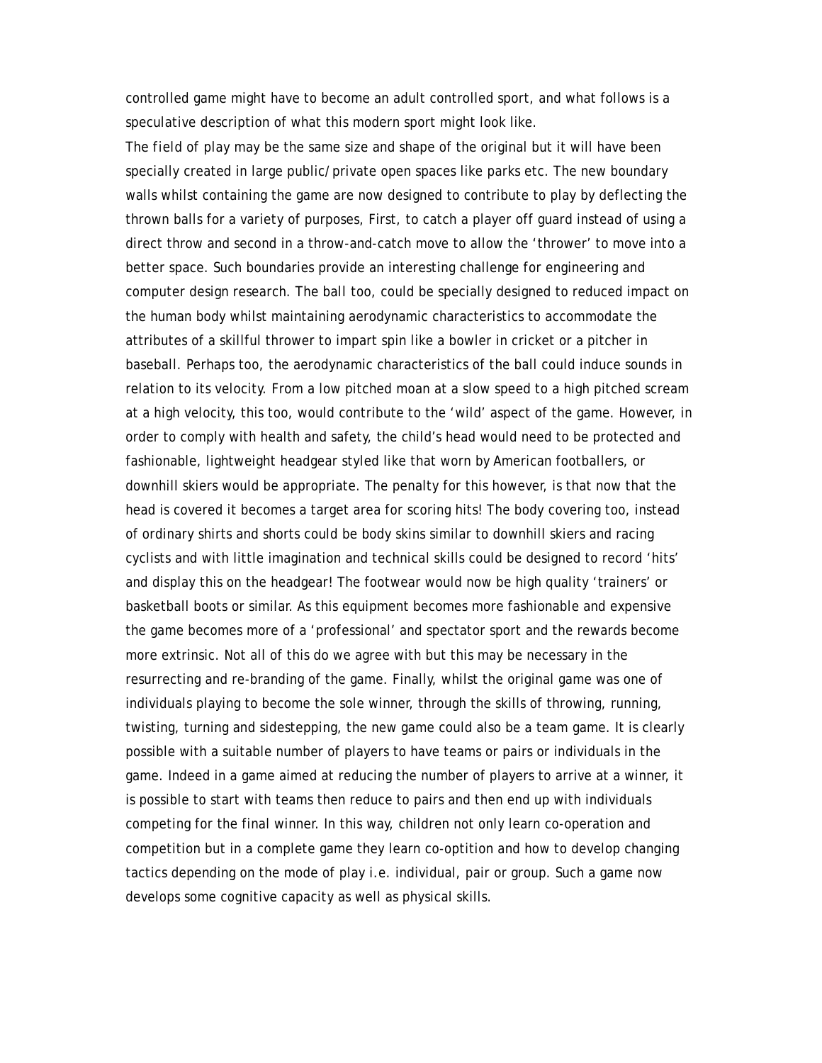controlled game might have to become an adult controlled sport, and what follows is a speculative description of what this modern sport might look like.

The field of play may be the same size and shape of the original but it will have been specially created in large public/private open spaces like parks etc. The new boundary walls whilst containing the game are now designed to contribute to play by deflecting the thrown balls for a variety of purposes, First, to catch a player off guard instead of using a direct throw and second in a throw-and-catch move to allow the 'thrower' to move into a better space. Such boundaries provide an interesting challenge for engineering and computer design research. The ball too, could be specially designed to reduced impact on the human body whilst maintaining aerodynamic characteristics to accommodate the attributes of a skillful thrower to impart spin like a bowler in cricket or a pitcher in baseball. Perhaps too, the aerodynamic characteristics of the ball could induce sounds in relation to its velocity. From a low pitched moan at a slow speed to a high pitched scream at a high velocity, this too, would contribute to the 'wild' aspect of the game. However, in order to comply with health and safety, the child's head would need to be protected and fashionable, lightweight headgear styled like that worn by American footballers, or downhill skiers would be appropriate. The penalty for this however, is that now that the head is covered it becomes a target area for scoring hits! The body covering too, instead of ordinary shirts and shorts could be body skins similar to downhill skiers and racing cyclists and with little imagination and technical skills could be designed to record 'hits' and display this on the headgear! The footwear would now be high quality 'trainers' or basketball boots or similar. As this equipment becomes more fashionable and expensive the game becomes more of a 'professional' and spectator sport and the rewards become more extrinsic. Not all of this do we agree with but this may be necessary in the resurrecting and re-branding of the game. Finally, whilst the original game was one of individuals playing to become the sole winner, through the skills of throwing, running, twisting, turning and sidestepping, the new game could also be a team game. It is clearly possible with a suitable number of players to have teams or pairs or individuals in the game. Indeed in a game aimed at reducing the number of players to arrive at a winner, it is possible to start with teams then reduce to pairs and then end up with individuals competing for the final winner. In this way, children not only learn co-operation and competition but in a complete game they learn co-optition and how to develop changing tactics depending on the mode of play i.e. individual, pair or group. Such a game now develops some cognitive capacity as well as physical skills.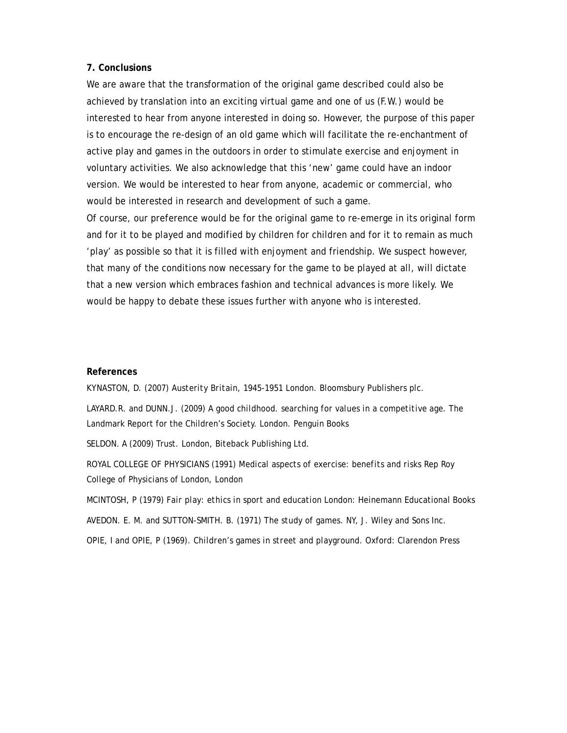**7. Conclusions**

We are aware that the transformation of the original game described could also be achieved by translation into an exciting virtual game and one of us (F.W.) would be interested to hear from anyone interested in doing so. However, the purpose of this paper is to encourage the re-design of an old game which will facilitate the re-enchantment of active play and games in the outdoors in order to stimulate exercise and enjoyment in voluntary activities. We also acknowledge that this 'new' game could have an indoor version. We would be interested to hear from anyone, academic or commercial, who would be interested in research and development of such a game.

Of course, our preference would be for the original game to re-emerge in its original form and for it to be played and modified by children for children and for it to remain as much 'play' as possible so that it is filled with enjoyment and friendship. We suspect however, that many of the conditions now necessary for the game to be played at all, will dictate that a new version which embraces fashion and technical advances is more likely. We would be happy to debate these issues further with anyone who is interested.

**References**

KYNASTON, D. (2007) *Austerity Britain, 1945-1951* London. Bloomsbury Publishers plc.

LAYARD.R. and DUNN.J. (2009) *A good childhood. searching for values in a competitive age.* The Landmark Report for the Children's Society. London. Penguin Books

SELDON. A (2009) *Trust.* London, Biteback Publishing Ltd.

ROYAL COLLEGE OF PHYSICIANS (1991) *Medical aspects of exercise: benefits and risks* Rep Roy College of Physicians of London, London

MCINTOSH, P (1979) *Fair play: ethics in sport and education* London: Heinemann Educational Books

AVEDON. E. M. and SUTTON-SMITH. B. (1971) *The study of games.* NY, J. Wiley and Sons Inc.

OPIE, I and OPIE, P (1969). *Children's games in street and playground.* Oxford: Clarendon Press